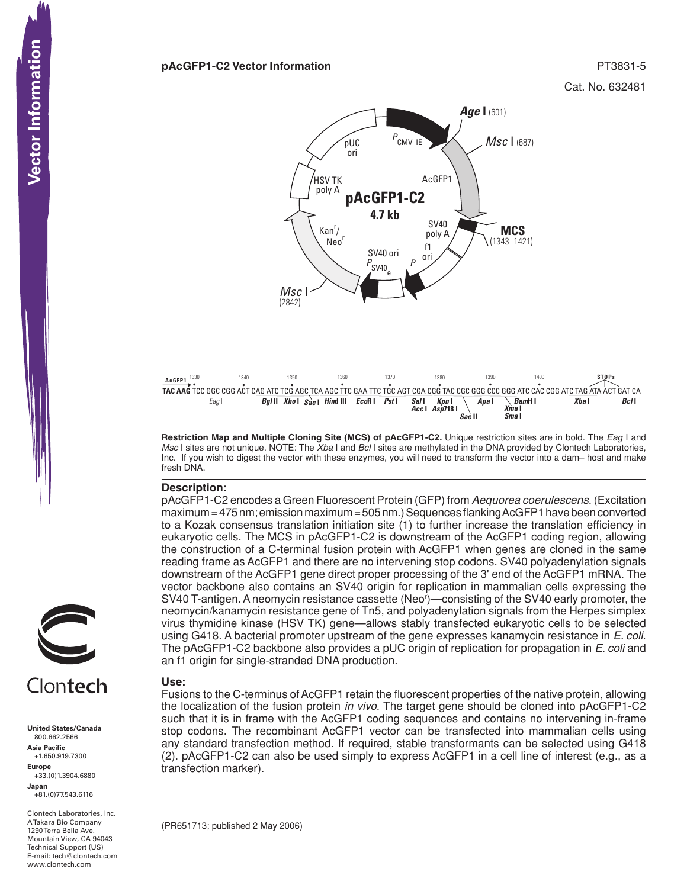**pAcGFP1-C2 Vector Information**

PT3831-5

Cat. No. 632481

**Age I** (601)

*Msc* I (687)

**MCS** (1343–1421)

*Msc* I (2842)

pAcGFP1-C2 4.7 kb

$P_{CMV\ IE}$, AcGFP1, SV40 poly A, f1 ori, P, SV40 ori $P_{SV40\ e}$, Kan$^r$/Neo$^r$, HSV TK poly A, pUC ori

```
AcGFP1 1330      1340      1350      1360      1370      1380      1390      1400         STOPs
TAC AAG TCC GGC CGG ACT CAG ATC TCG AGC TCA AGC TTC GAA TTC TGC AGT CGA CGG TAC CGC GGG CCC GGG ATC CAC CGG ATC TAG ATA ACT GAT CA
            Eag I        Bgl II  Xho I  Sac I  Hind III  EcoR I  Pst I  Sal I  Kpn I  Apa I  BamH I  Xba I  Bcl I
                                                                 Acc I  Asp718 I  Xma I
                                                                        Sac II    Sma I
```

**Restriction Map and Multiple Cloning Site (MCS) of pAcGFP1-C2.** Unique restriction sites are in bold. The *Eag* I and *Msc* I sites are not unique. NOTE: The *Xba* I and *Bcl* I sites are methylated in the DNA provided by Clontech Laboratories, Inc. If you wish to digest the vector with these enzymes, you will need to transform the vector into a dam– host and make fresh DNA.

## Description:

pAcGFP1-C2 encodes a Green Fluorescent Protein (GFP) from *Aequorea coerulescens*. (Excitation maximum = 475 nm; emission maximum = 505 nm.) Sequences flanking AcGFP1 have been converted to a Kozak consensus translation initiation site (1) to further increase the translation efficiency in eukaryotic cells. The MCS in pAcGFP1-C2 is downstream of the AcGFP1 coding region, allowing the construction of a C-terminal fusion protein with AcGFP1 when genes are cloned in the same reading frame as AcGFP1 and there are no intervening stop codons. SV40 polyadenylation signals downstream of the AcGFP1 gene direct proper processing of the 3' end of the AcGFP1 mRNA. The vector backbone also contains an SV40 origin for replication in mammalian cells expressing the SV40 T-antigen. A neomycin resistance cassette (Neo$^r$)—consisting of the SV40 early promoter, the neomycin/kanamycin resistance gene of Tn5, and polyadenylation signals from the Herpes simplex virus thymidine kinase (HSV TK) gene—allows stably transfected eukaryotic cells to be selected using G418. A bacterial promoter upstream of the gene expresses kanamycin resistance in *E. coli*. The pAcGFP1-C2 backbone also provides a pUC origin of replication for propagation in *E. coli* and an f1 origin for single-stranded DNA production.

## Use:

Fusions to the C-terminus of AcGFP1 retain the fluorescent properties of the native protein, allowing the localization of the fusion protein *in vivo*. The target gene should be cloned into pAcGFP1-C2 such that it is in frame with the AcGFP1 coding sequences and contains no intervening in-frame stop codons. The recombinant AcGFP1 vector can be transfected into mammalian cells using any standard transfection method. If required, stable transformants can be selected using G418 (2). pAcGFP1-C2 can also be used simply to express AcGFP1 in a cell line of interest (e.g., as a transfection marker).

(PR651713; published 2 May 2006)

Clontech

**United States/Canada**
800.662.2566
**Asia Pacific**
+1.650.919.7300
**Europe**
+33.(0)1.3904.6880
**Japan**
+81.(0)77.543.6116

Clontech Laboratories, Inc.
A Takara Bio Company
1290 Terra Bella Ave.
Mountain View, CA 94043
Technical Support (US)
E-mail: tech@clontech.com
www.clontech.com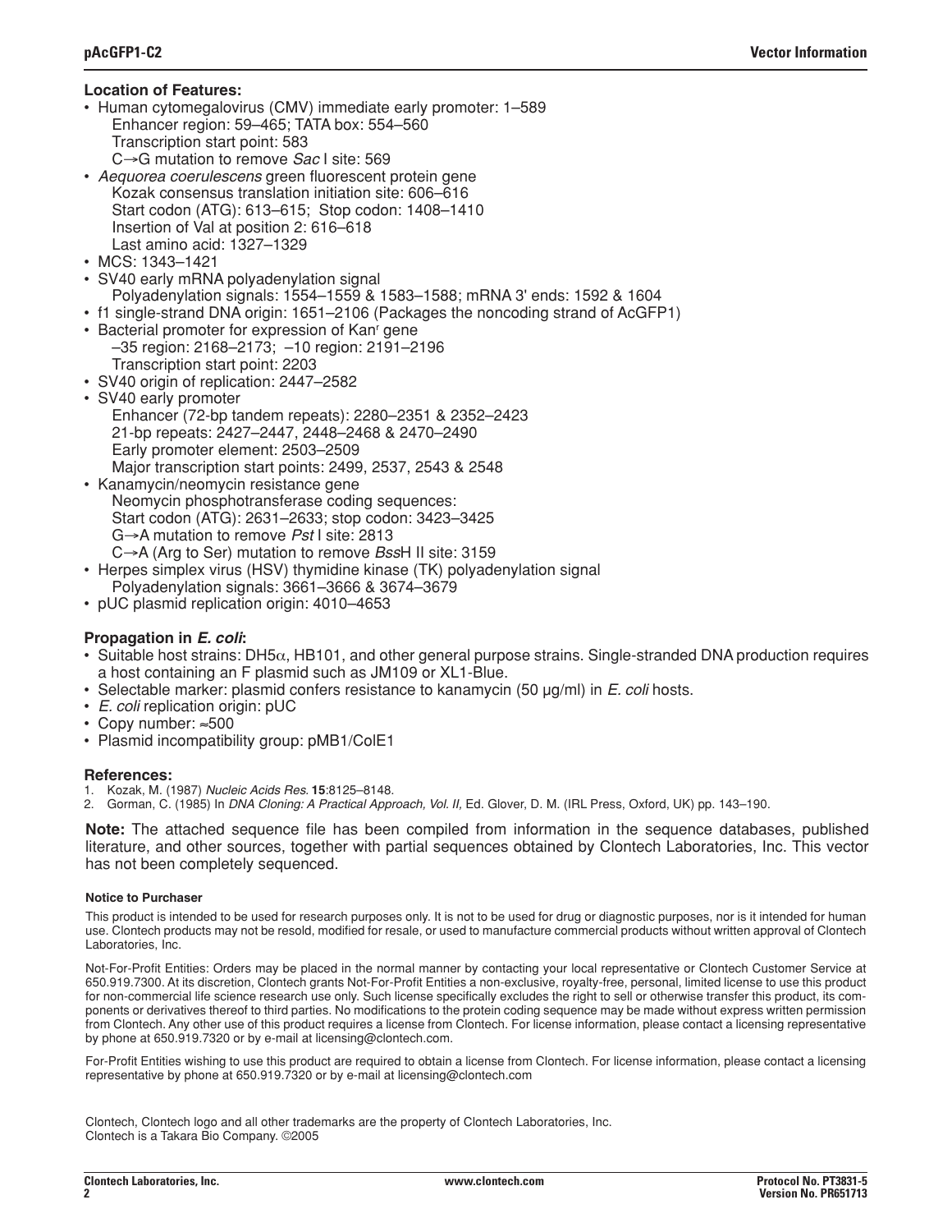**Location of Features:**

- Human cytomegalovirus (CMV) immediate early promoter: 1–589
  - Enhancer region: 59–465; TATA box: 554–560
  - Transcription start point: 583
  - C→G mutation to remove *Sac* I site: 569
- *Aequorea coerulescens* green fluorescent protein gene
  - Kozak consensus translation initiation site: 606–616
  - Start codon (ATG): 613–615; Stop codon: 1408–1410
  - Insertion of Val at position 2: 616–618
  - Last amino acid: 1327–1329
- MCS: 1343–1421
- SV40 early mRNA polyadenylation signal
  - Polyadenylation signals: 1554–1559 & 1583–1588; mRNA 3' ends: 1592 & 1604
- f1 single-strand DNA origin: 1651–2106 (Packages the noncoding strand of AcGFP1)
- Bacterial promoter for expression of Kan[r] gene
  - –35 region: 2168–2173; –10 region: 2191–2196
  - Transcription start point: 2203
- SV40 origin of replication: 2447–2582
- SV40 early promoter
  - Enhancer (72-bp tandem repeats): 2280–2351 & 2352–2423
  - 21-bp repeats: 2427–2447, 2448–2468 & 2470–2490
  - Early promoter element: 2503–2509
  - Major transcription start points: 2499, 2537, 2543 & 2548
- Kanamycin/neomycin resistance gene
  - Neomycin phosphotransferase coding sequences:
  - Start codon (ATG): 2631–2633; stop codon: 3423–3425
  - G→A mutation to remove *Pst* I site: 2813
  - C→A (Arg to Ser) mutation to remove *Bss*H II site: 3159
- Herpes simplex virus (HSV) thymidine kinase (TK) polyadenylation signal
  - Polyadenylation signals: 3661–3666 & 3674–3679
- pUC plasmid replication origin: 4010–4653

**Propagation in *E. coli*:**

- Suitable host strains: DH5α, HB101, and other general purpose strains. Single-stranded DNA production requires a host containing an F plasmid such as JM109 or XL1-Blue.
- Selectable marker: plasmid confers resistance to kanamycin (50 µg/ml) in *E. coli* hosts.
- *E. coli* replication origin: pUC
- Copy number: ≈500
- Plasmid incompatibility group: pMB1/ColE1

**References:**

1. Kozak, M. (1987) *Nucleic Acids Res.* **15**:8125–8148.
2. Gorman, C. (1985) In *DNA Cloning: A Practical Approach, Vol. II,* Ed. Glover, D. M. (IRL Press, Oxford, UK) pp. 143–190.

**Note:** The attached sequence file has been compiled from information in the sequence databases, published literature, and other sources, together with partial sequences obtained by Clontech Laboratories, Inc. This vector has not been completely sequenced.

**Notice to Purchaser**

This product is intended to be used for research purposes only. It is not to be used for drug or diagnostic purposes, nor is it intended for human use. Clontech products may not be resold, modified for resale, or used to manufacture commercial products without written approval of Clontech Laboratories, Inc.

Not-For-Profit Entities: Orders may be placed in the normal manner by contacting your local representative or Clontech Customer Service at 650.919.7300. At its discretion, Clontech grants Not-For-Profit Entities a non-exclusive, royalty-free, personal, limited license to use this product for non-commercial life science research use only. Such license specifically excludes the right to sell or otherwise transfer this product, its components or derivatives thereof to third parties. No modifications to the protein coding sequence may be made without express written permission from Clontech. Any other use of this product requires a license from Clontech. For license information, please contact a licensing representative by phone at 650.919.7320 or by e-mail at licensing@clontech.com.

For-Profit Entities wishing to use this product are required to obtain a license from Clontech. For license information, please contact a licensing representative by phone at 650.919.7320 or by e-mail at licensing@clontech.com

Clontech, Clontech logo and all other trademarks are the property of Clontech Laboratories, Inc.
Clontech is a Takara Bio Company. ©2005